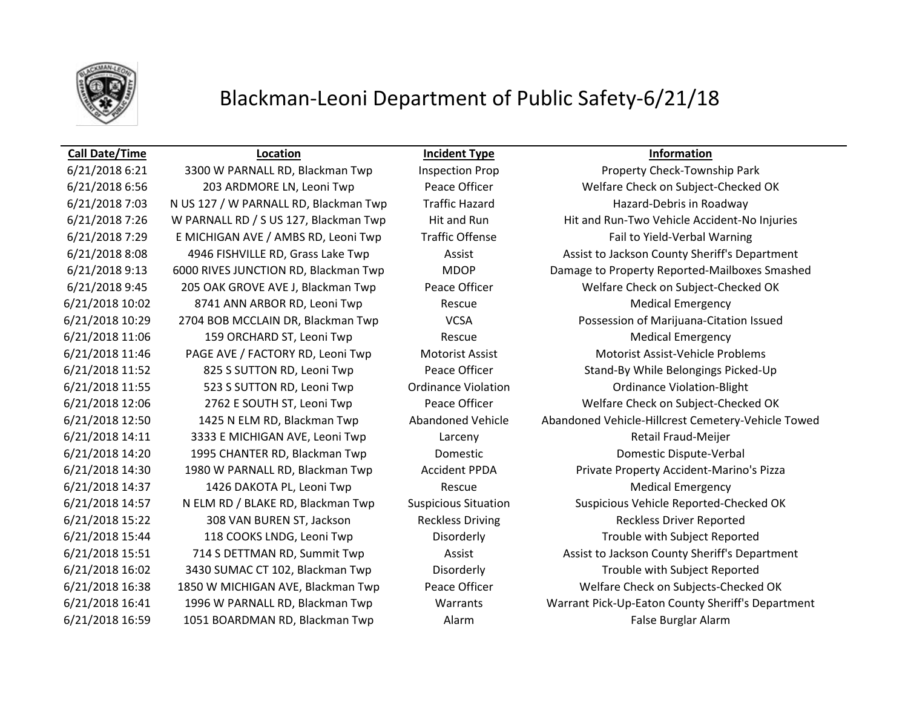# Blackman-Leoni Department of Public Safety-6/21/18

| Call Date/Time | Location | Incident Type | Information |
|---|---|---|---|
| 6/21/2018 6:21 | 3300 W PARNALL RD, Blackman Twp | Inspection Prop | Property Check-Township Park |
| 6/21/2018 6:56 | 203 ARDMORE LN, Leoni Twp | Peace Officer | Welfare Check on Subject-Checked OK |
| 6/21/2018 7:03 | N US 127 / W PARNALL RD, Blackman Twp | Traffic Hazard | Hazard-Debris in Roadway |
| 6/21/2018 7:26 | W PARNALL RD / S US 127, Blackman Twp | Hit and Run | Hit and Run-Two Vehicle Accident-No Injuries |
| 6/21/2018 7:29 | E MICHIGAN AVE / AMBS RD, Leoni Twp | Traffic Offense | Fail to Yield-Verbal Warning |
| 6/21/2018 8:08 | 4946 FISHVILLE RD, Grass Lake Twp | Assist | Assist to Jackson County Sheriff's Department |
| 6/21/2018 9:13 | 6000 RIVES JUNCTION RD, Blackman Twp | MDOP | Damage to Property Reported-Mailboxes Smashed |
| 6/21/2018 9:45 | 205 OAK GROVE AVE J, Blackman Twp | Peace Officer | Welfare Check on Subject-Checked OK |
| 6/21/2018 10:02 | 8741 ANN ARBOR RD, Leoni Twp | Rescue | Medical Emergency |
| 6/21/2018 10:29 | 2704 BOB MCCLAIN DR, Blackman Twp | VCSA | Possession of Marijuana-Citation Issued |
| 6/21/2018 11:06 | 159 ORCHARD ST, Leoni Twp | Rescue | Medical Emergency |
| 6/21/2018 11:46 | PAGE AVE / FACTORY RD, Leoni Twp | Motorist Assist | Motorist Assist-Vehicle Problems |
| 6/21/2018 11:52 | 825 S SUTTON RD, Leoni Twp | Peace Officer | Stand-By While Belongings Picked-Up |
| 6/21/2018 11:55 | 523 S SUTTON RD, Leoni Twp | Ordinance Violation | Ordinance Violation-Blight |
| 6/21/2018 12:06 | 2762 E SOUTH ST, Leoni Twp | Peace Officer | Welfare Check on Subject-Checked OK |
| 6/21/2018 12:50 | 1425 N ELM RD, Blackman Twp | Abandoned Vehicle | Abandoned Vehicle-Hillcrest Cemetery-Vehicle Towed |
| 6/21/2018 14:11 | 3333 E MICHIGAN AVE, Leoni Twp | Larceny | Retail Fraud-Meijer |
| 6/21/2018 14:20 | 1995 CHANTER RD, Blackman Twp | Domestic | Domestic Dispute-Verbal |
| 6/21/2018 14:30 | 1980 W PARNALL RD, Blackman Twp | Accident PPDA | Private Property Accident-Marino's Pizza |
| 6/21/2018 14:37 | 1426 DAKOTA PL, Leoni Twp | Rescue | Medical Emergency |
| 6/21/2018 14:57 | N ELM RD / BLAKE RD, Blackman Twp | Suspicious Situation | Suspicious Vehicle Reported-Checked OK |
| 6/21/2018 15:22 | 308 VAN BUREN ST, Jackson | Reckless Driving | Reckless Driver Reported |
| 6/21/2018 15:44 | 118 COOKS LNDG, Leoni Twp | Disorderly | Trouble with Subject Reported |
| 6/21/2018 15:51 | 714 S DETTMAN RD, Summit Twp | Assist | Assist to Jackson County Sheriff's Department |
| 6/21/2018 16:02 | 3430 SUMAC CT 102, Blackman Twp | Disorderly | Trouble with Subject Reported |
| 6/21/2018 16:38 | 1850 W MICHIGAN AVE, Blackman Twp | Peace Officer | Welfare Check on Subjects-Checked OK |
| 6/21/2018 16:41 | 1996 W PARNALL RD, Blackman Twp | Warrants | Warrant Pick-Up-Eaton County Sheriff's Department |
| 6/21/2018 16:59 | 1051 BOARDMAN RD, Blackman Twp | Alarm | False Burglar Alarm |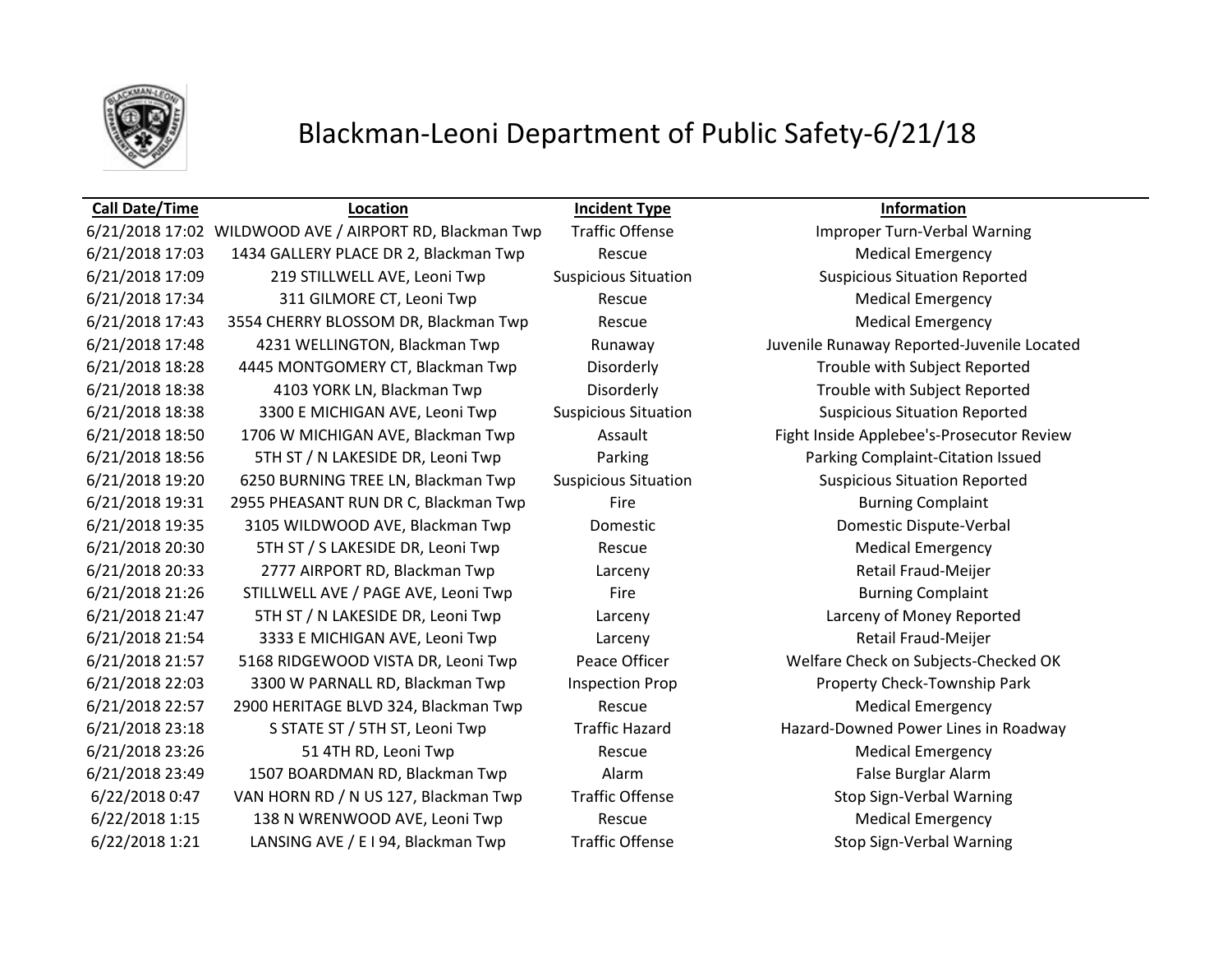# Blackman-Leoni Department of Public Safety-6/21/18

| Call Date/Time | Location | Incident Type | Information |
|---|---|---|---|
| 6/21/2018 17:02 | WILDWOOD AVE / AIRPORT RD, Blackman Twp | Traffic Offense | Improper Turn-Verbal Warning |
| 6/21/2018 17:03 | 1434 GALLERY PLACE DR 2, Blackman Twp | Rescue | Medical Emergency |
| 6/21/2018 17:09 | 219 STILLWELL AVE, Leoni Twp | Suspicious Situation | Suspicious Situation Reported |
| 6/21/2018 17:34 | 311 GILMORE CT, Leoni Twp | Rescue | Medical Emergency |
| 6/21/2018 17:43 | 3554 CHERRY BLOSSOM DR, Blackman Twp | Rescue | Medical Emergency |
| 6/21/2018 17:48 | 4231 WELLINGTON, Blackman Twp | Runaway | Juvenile Runaway Reported-Juvenile Located |
| 6/21/2018 18:28 | 4445 MONTGOMERY CT, Blackman Twp | Disorderly | Trouble with Subject Reported |
| 6/21/2018 18:38 | 4103 YORK LN, Blackman Twp | Disorderly | Trouble with Subject Reported |
| 6/21/2018 18:38 | 3300 E MICHIGAN AVE, Leoni Twp | Suspicious Situation | Suspicious Situation Reported |
| 6/21/2018 18:50 | 1706 W MICHIGAN AVE, Blackman Twp | Assault | Fight Inside Applebee's-Prosecutor Review |
| 6/21/2018 18:56 | 5TH ST / N LAKESIDE DR, Leoni Twp | Parking | Parking Complaint-Citation Issued |
| 6/21/2018 19:20 | 6250 BURNING TREE LN, Blackman Twp | Suspicious Situation | Suspicious Situation Reported |
| 6/21/2018 19:31 | 2955 PHEASANT RUN DR C, Blackman Twp | Fire | Burning Complaint |
| 6/21/2018 19:35 | 3105 WILDWOOD AVE, Blackman Twp | Domestic | Domestic Dispute-Verbal |
| 6/21/2018 20:30 | 5TH ST / S LAKESIDE DR, Leoni Twp | Rescue | Medical Emergency |
| 6/21/2018 20:33 | 2777 AIRPORT RD, Blackman Twp | Larceny | Retail Fraud-Meijer |
| 6/21/2018 21:26 | STILLWELL AVE / PAGE AVE, Leoni Twp | Fire | Burning Complaint |
| 6/21/2018 21:47 | 5TH ST / N LAKESIDE DR, Leoni Twp | Larceny | Larceny of Money Reported |
| 6/21/2018 21:54 | 3333 E MICHIGAN AVE, Leoni Twp | Larceny | Retail Fraud-Meijer |
| 6/21/2018 21:57 | 5168 RIDGEWOOD VISTA DR, Leoni Twp | Peace Officer | Welfare Check on Subjects-Checked OK |
| 6/21/2018 22:03 | 3300 W PARNALL RD, Blackman Twp | Inspection Prop | Property Check-Township Park |
| 6/21/2018 22:57 | 2900 HERITAGE BLVD 324, Blackman Twp | Rescue | Medical Emergency |
| 6/21/2018 23:18 | S STATE ST / 5TH ST, Leoni Twp | Traffic Hazard | Hazard-Downed Power Lines in Roadway |
| 6/21/2018 23:26 | 51 4TH RD, Leoni Twp | Rescue | Medical Emergency |
| 6/21/2018 23:49 | 1507 BOARDMAN RD, Blackman Twp | Alarm | False Burglar Alarm |
| 6/22/2018 0:47 | VAN HORN RD / N US 127, Blackman Twp | Traffic Offense | Stop Sign-Verbal Warning |
| 6/22/2018 1:15 | 138 N WRENWOOD AVE, Leoni Twp | Rescue | Medical Emergency |
| 6/22/2018 1:21 | LANSING AVE / E I 94, Blackman Twp | Traffic Offense | Stop Sign-Verbal Warning |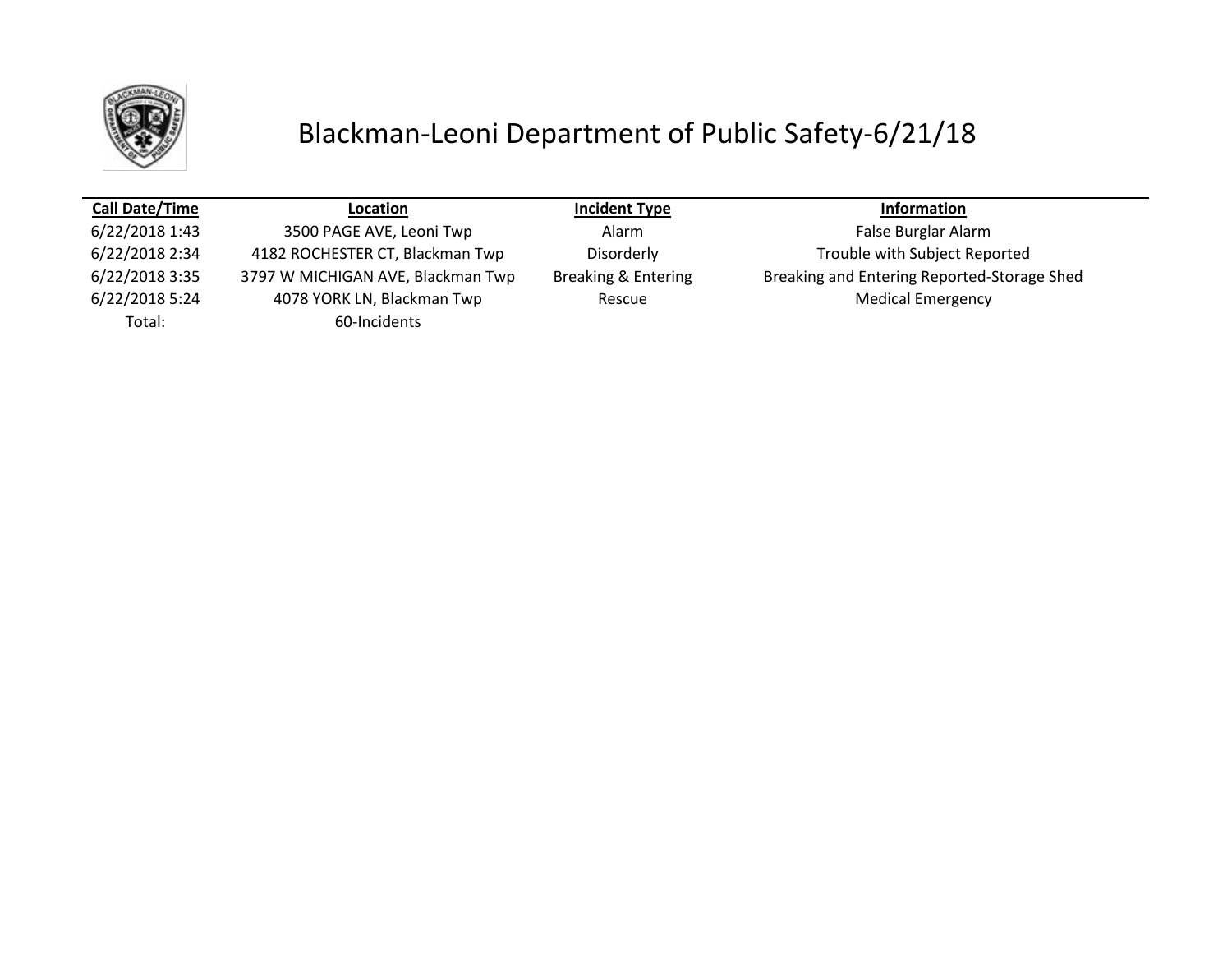# Blackman-Leoni Department of Public Safety-6/21/18

| Call Date/Time | Location | Incident Type | Information |
|---|---|---|---|
| 6/22/2018 1:43 | 3500 PAGE AVE, Leoni Twp | Alarm | False Burglar Alarm |
| 6/22/2018 2:34 | 4182 ROCHESTER CT, Blackman Twp | Disorderly | Trouble with Subject Reported |
| 6/22/2018 3:35 | 3797 W MICHIGAN AVE, Blackman Twp | Breaking & Entering | Breaking and Entering Reported-Storage Shed |
| 6/22/2018 5:24 | 4078 YORK LN, Blackman Twp | Rescue | Medical Emergency |
| Total: | 60-Incidents | | |